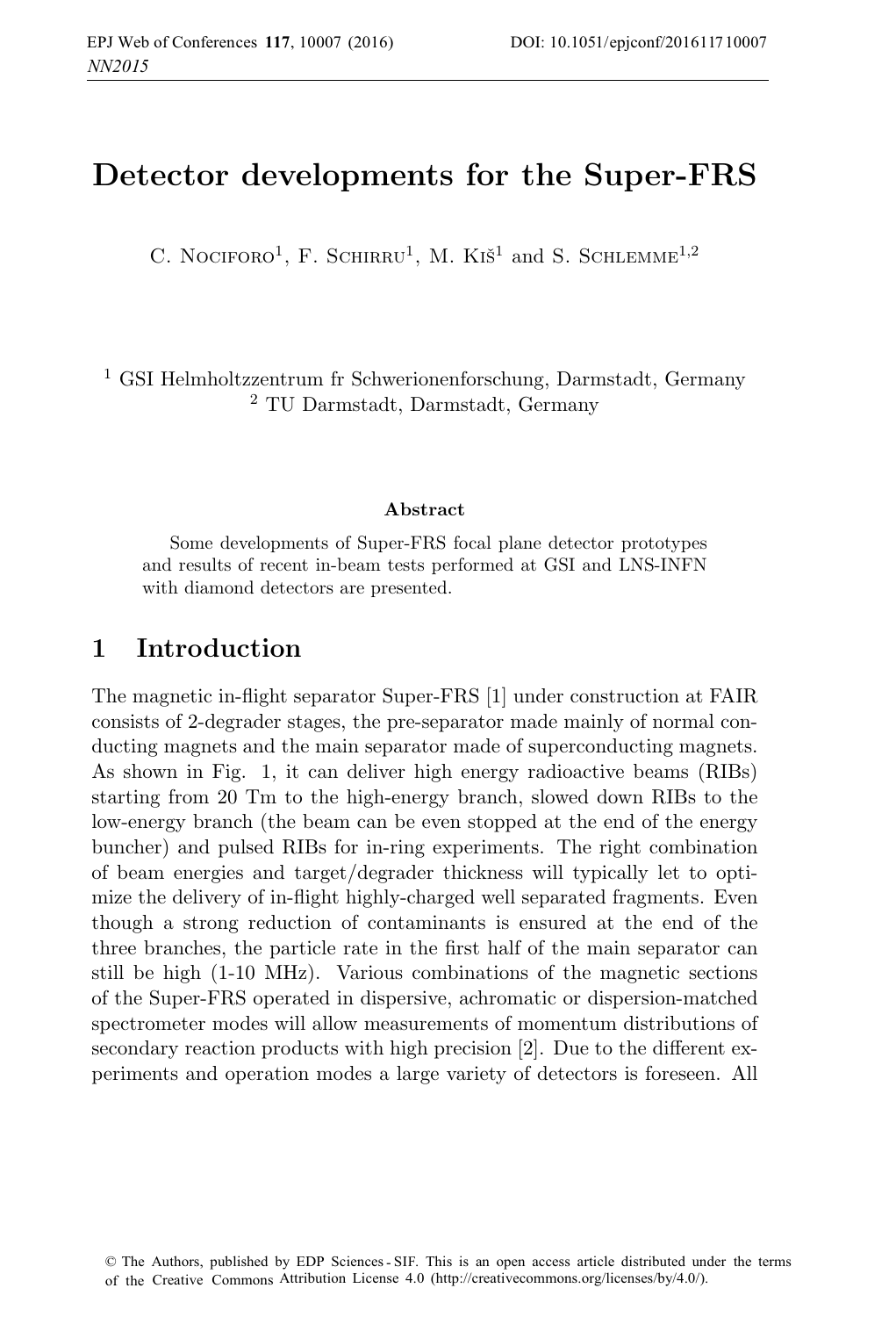# Detector developments for the Super-FRS

C. Nociforo[1], F. Schirru[1], M. Kiš[1] and S. Schlemme[1,2]

[1] GSI Helmholtzzentrum fr Schwerionenforschung, Darmstadt, Germany
[2] TU Darmstadt, Darmstadt, Germany

### Abstract

Some developments of Super-FRS focal plane detector prototypes and results of recent in-beam tests performed at GSI and LNS-INFN with diamond detectors are presented.

## 1 Introduction

The magnetic in-flight separator Super-FRS [1] under construction at FAIR consists of 2-degrader stages, the pre-separator made mainly of normal conducting magnets and the main separator made of superconducting magnets. As shown in Fig. 1, it can deliver high energy radioactive beams (RIBs) starting from 20 Tm to the high-energy branch, slowed down RIBs to the low-energy branch (the beam can be even stopped at the end of the energy buncher) and pulsed RIBs for in-ring experiments. The right combination of beam energies and target/degrader thickness will typically let to optimize the delivery of in-flight highly-charged well separated fragments. Even though a strong reduction of contaminants is ensured at the end of the three branches, the particle rate in the first half of the main separator can still be high (1-10 MHz). Various combinations of the magnetic sections of the Super-FRS operated in dispersive, achromatic or dispersion-matched spectrometer modes will allow measurements of momentum distributions of secondary reaction products with high precision [2]. Due to the different experiments and operation modes a large variety of detectors is foreseen. All

© The Authors, published by EDP Sciences - SIF. This is an open access article distributed under the terms of the Creative Commons Attribution License 4.0 (http://creativecommons.org/licenses/by/4.0/).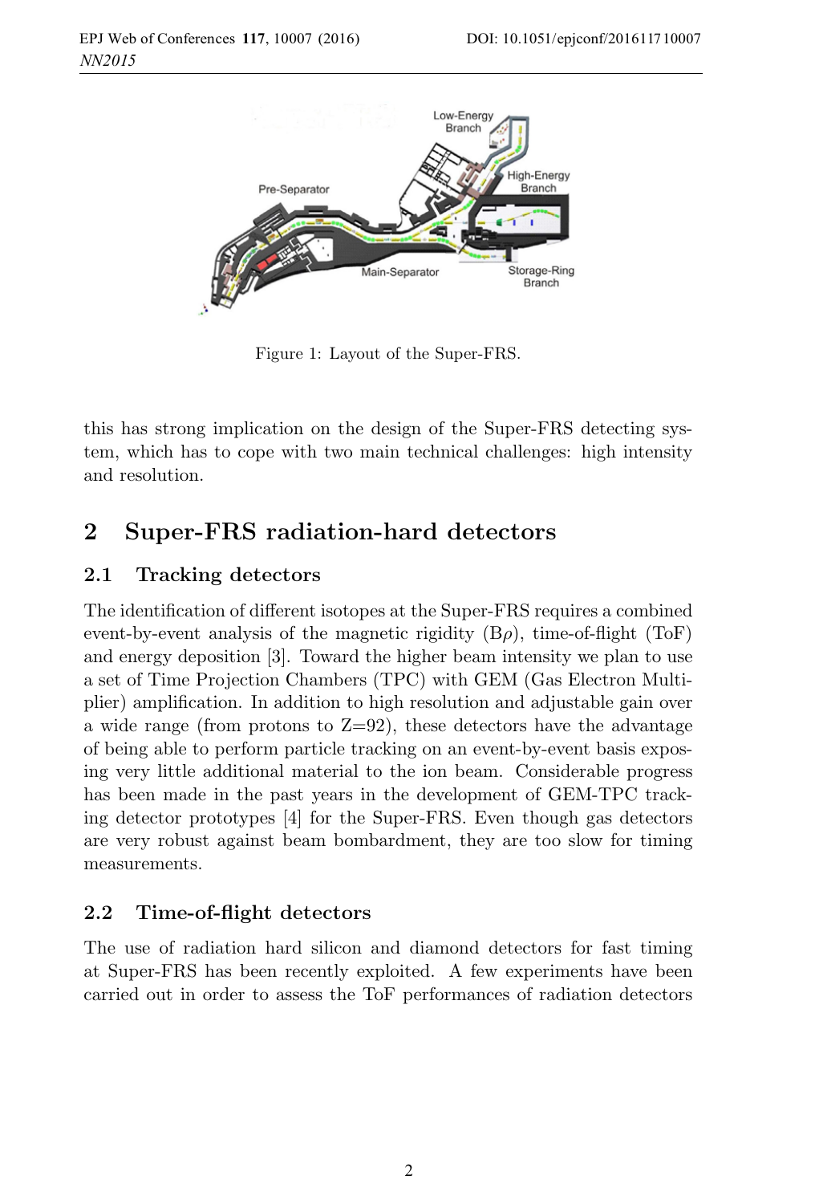Figure 1: Layout of the Super-FRS.

this has strong implication on the design of the Super-FRS detecting system, which has to cope with two main technical challenges: high intensity and resolution.

## 2 Super-FRS radiation-hard detectors

### 2.1 Tracking detectors

The identification of different isotopes at the Super-FRS requires a combined event-by-event analysis of the magnetic rigidity (B$\rho$), time-of-flight (ToF) and energy deposition [3]. Toward the higher beam intensity we plan to use a set of Time Projection Chambers (TPC) with GEM (Gas Electron Multiplier) amplification. In addition to high resolution and adjustable gain over a wide range (from protons to Z=92), these detectors have the advantage of being able to perform particle tracking on an event-by-event basis exposing very little additional material to the ion beam. Considerable progress has been made in the past years in the development of GEM-TPC tracking detector prototypes [4] for the Super-FRS. Even though gas detectors are very robust against beam bombardment, they are too slow for timing measurements.

### 2.2 Time-of-flight detectors

The use of radiation hard silicon and diamond detectors for fast timing at Super-FRS has been recently exploited. A few experiments have been carried out in order to assess the ToF performances of radiation detectors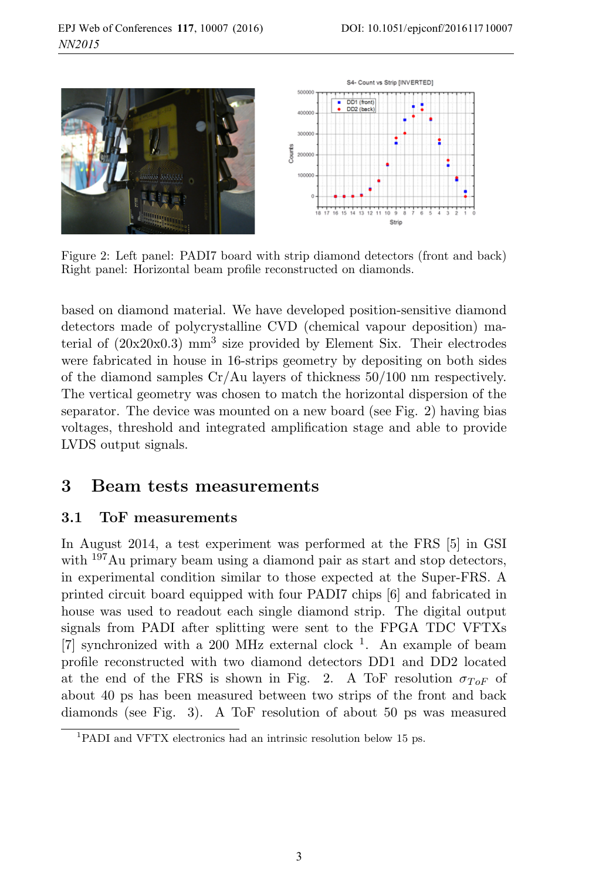Figure 2: Left panel: PADI7 board with strip diamond detectors (front and back) Right panel: Horizontal beam profile reconstructed on diamonds.

based on diamond material. We have developed position-sensitive diamond detectors made of polycrystalline CVD (chemical vapour deposition) material of (20x20x0.3) mm$^3$ size provided by Element Six. Their electrodes were fabricated in house in 16-strips geometry by depositing on both sides of the diamond samples Cr/Au layers of thickness 50/100 nm respectively. The vertical geometry was chosen to match the horizontal dispersion of the separator. The device was mounted on a new board (see Fig. 2) having bias voltages, threshold and integrated amplification stage and able to provide LVDS output signals.

## 3 Beam tests measurements

### 3.1 ToF measurements

In August 2014, a test experiment was performed at the FRS [5] in GSI with $^{197}$Au primary beam using a diamond pair as start and stop detectors, in experimental condition similar to those expected at the Super-FRS. A printed circuit board equipped with four PADI7 chips [6] and fabricated in house was used to readout each single diamond strip. The digital output signals from PADI after splitting were sent to the FPGA TDC VFTXs [7] synchronized with a 200 MHz external clock [1]. An example of beam profile reconstructed with two diamond detectors DD1 and DD2 located at the end of the FRS is shown in Fig. 2. A ToF resolution $\sigma_{ToF}$ of about 40 ps has been measured between two strips of the front and back diamonds (see Fig. 3). A ToF resolution of about 50 ps was measured

[1] PADI and VFTX electronics had an intrinsic resolution below 15 ps.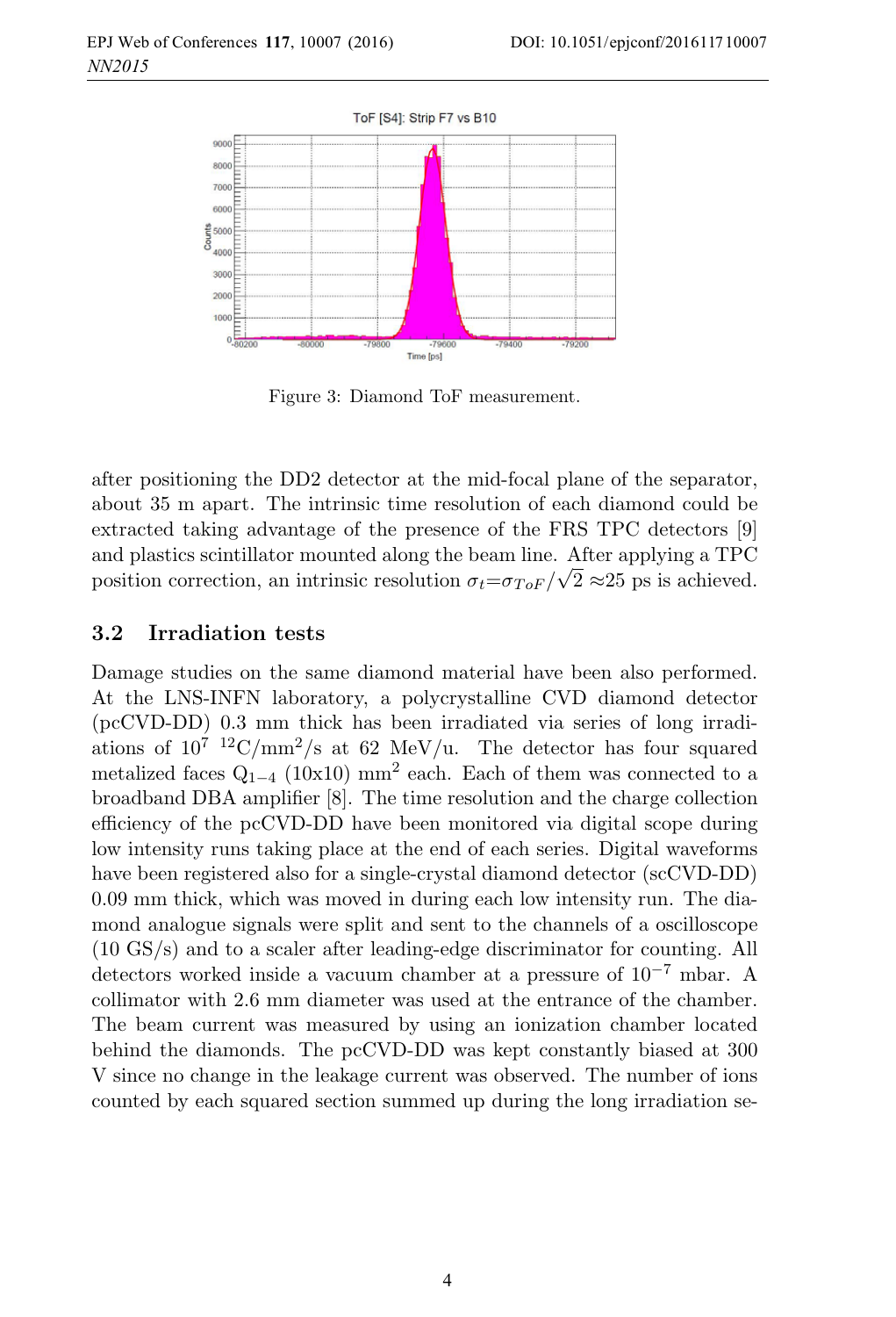Figure 3: Diamond ToF measurement.

after positioning the DD2 detector at the mid-focal plane of the separator, about 35 m apart. The intrinsic time resolution of each diamond could be extracted taking advantage of the presence of the FRS TPC detectors [9] and plastics scintillator mounted along the beam line. After applying a TPC position correction, an intrinsic resolution $\sigma_t = \sigma_{ToF}/\sqrt{2} \approx 25$ ps is achieved.

### 3.2 Irradiation tests

Damage studies on the same diamond material have been also performed. At the LNS-INFN laboratory, a polycrystalline CVD diamond detector (pcCVD-DD) 0.3 mm thick has been irradiated via series of long irradiations of $10^7$ $^{12}$C/mm$^2$/s at 62 MeV/u. The detector has four squared metalized faces $Q_{1-4}$ (10x10) mm$^2$ each. Each of them was connected to a broadband DBA amplifier [8]. The time resolution and the charge collection efficiency of the pcCVD-DD have been monitored via digital scope during low intensity runs taking place at the end of each series. Digital waveforms have been registered also for a single-crystal diamond detector (scCVD-DD) 0.09 mm thick, which was moved in during each low intensity run. The diamond analogue signals were split and sent to the channels of a oscilloscope (10 GS/s) and to a scaler after leading-edge discriminator for counting. All detectors worked inside a vacuum chamber at a pressure of $10^{-7}$ mbar. A collimator with 2.6 mm diameter was used at the entrance of the chamber. The beam current was measured by using an ionization chamber located behind the diamonds. The pcCVD-DD was kept constantly biased at 300 V since no change in the leakage current was observed. The number of ions counted by each squared section summed up during the long irradiation se-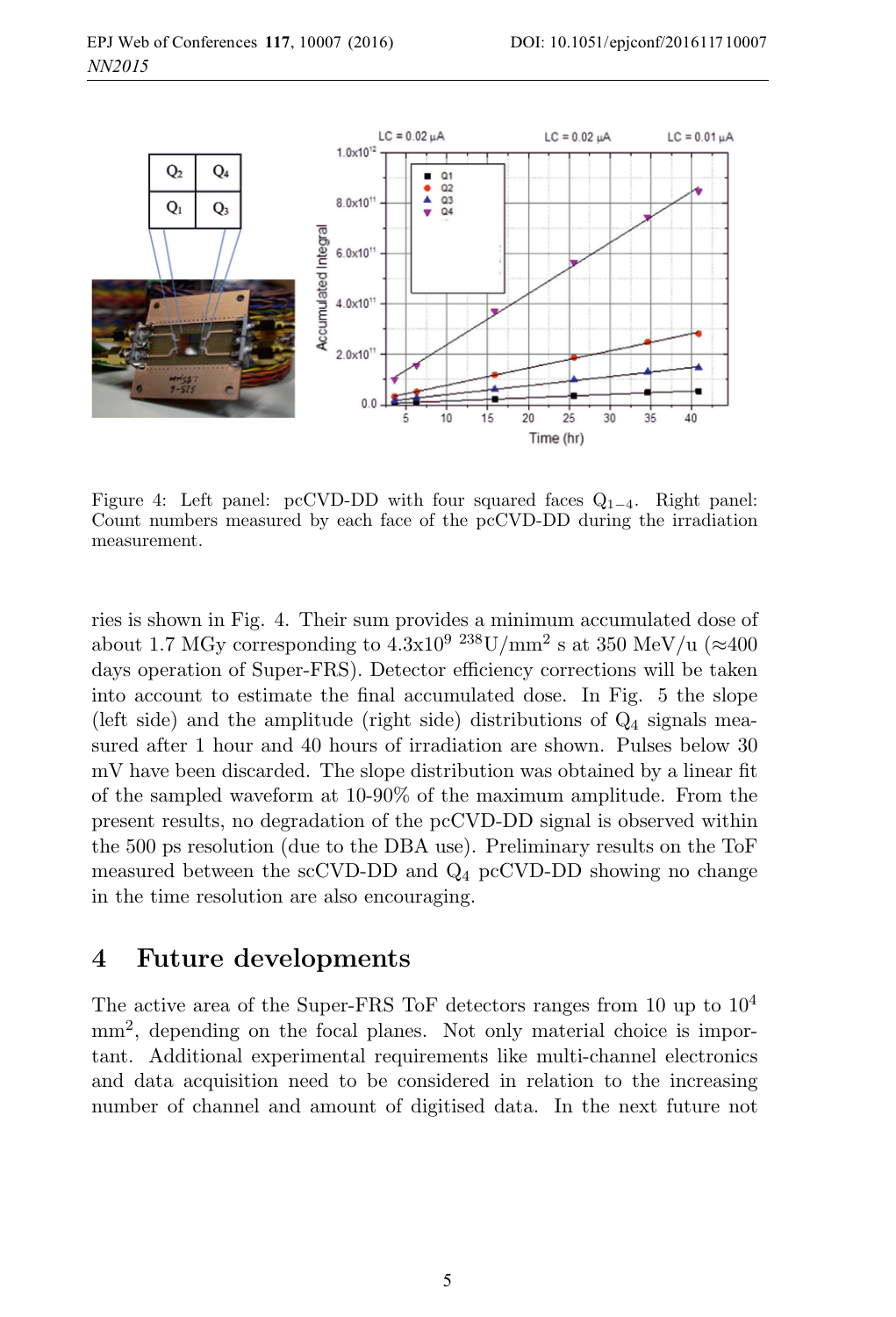Figure 4: Left panel: pcCVD-DD with four squared faces $Q_{1-4}$. Right panel: Count numbers measured by each face of the pcCVD-DD during the irradiation measurement.

ries is shown in Fig. 4. Their sum provides a minimum accumulated dose of about 1.7 MGy corresponding to 4.3x$10^9$ $^{238}$U/mm$^2$ s at 350 MeV/u (≈400 days operation of Super-FRS). Detector efficiency corrections will be taken into account to estimate the final accumulated dose. In Fig. 5 the slope (left side) and the amplitude (right side) distributions of $Q_4$ signals measured after 1 hour and 40 hours of irradiation are shown. Pulses below 30 mV have been discarded. The slope distribution was obtained by a linear fit of the sampled waveform at 10-90% of the maximum amplitude. From the present results, no degradation of the pcCVD-DD signal is observed within the 500 ps resolution (due to the DBA use). Preliminary results on the ToF measured between the scCVD-DD and $Q_4$ pcCVD-DD showing no change in the time resolution are also encouraging.

# 4 Future developments

The active area of the Super-FRS ToF detectors ranges from 10 up to $10^4$ mm$^2$, depending on the focal planes. Not only material choice is important. Additional experimental requirements like multi-channel electronics and data acquisition need to be considered in relation to the increasing number of channel and amount of digitised data. In the next future not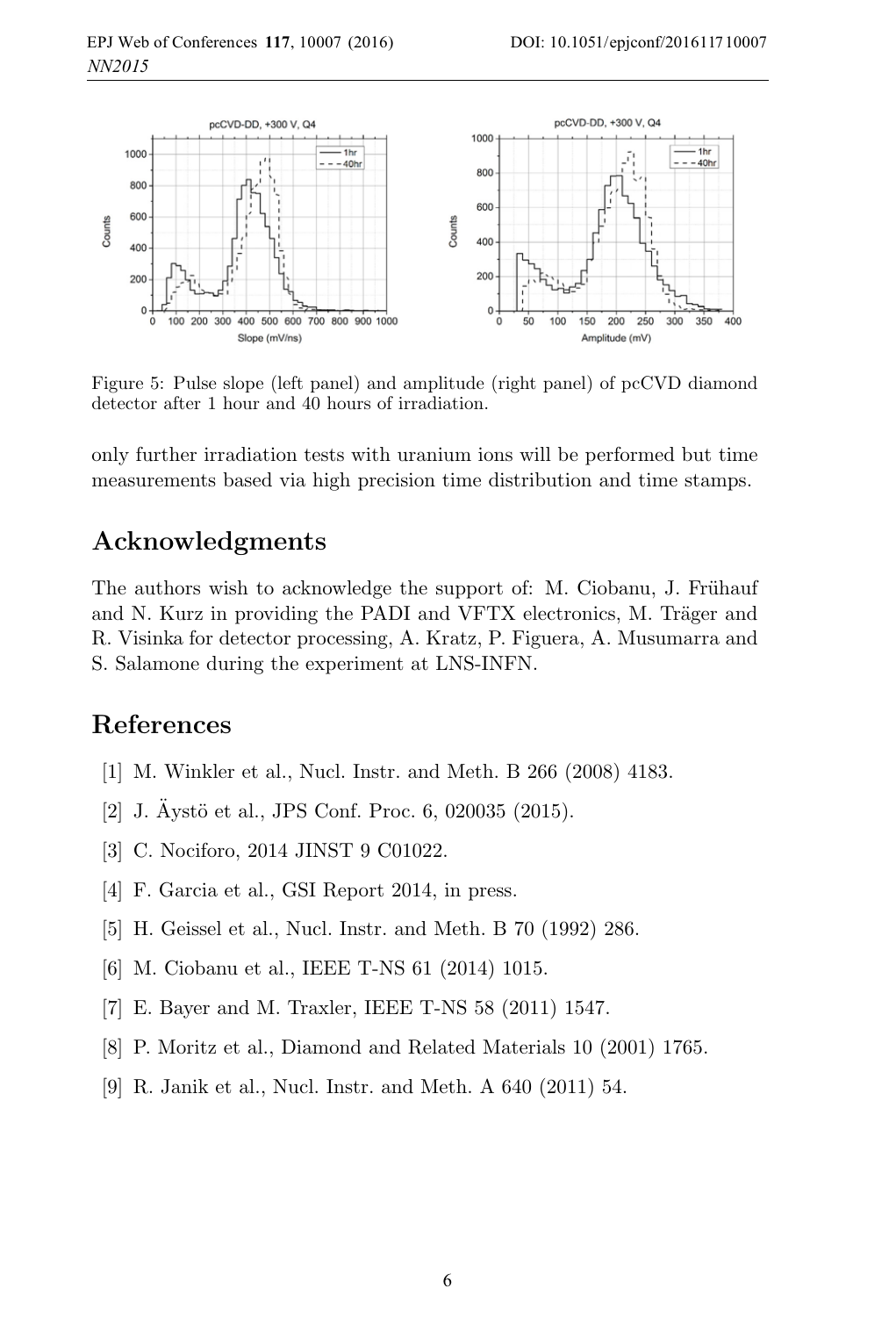pcCVD-DD, +300 V, Q4

1hr
40hr

Counts

Slope (mV/ns)

0 100 200 300 400 500 600 700 800 900 1000

0 200 400 600 800 1000

pcCVD-DD, +300 V, Q4

1hr
40hr

Counts

Amplitude (mV)

0 50 100 150 200 250 300 350 400

0 200 400 600 800 1000

Figure 5: Pulse slope (left panel) and amplitude (right panel) of pcCVD diamond detector after 1 hour and 40 hours of irradiation.

only further irradiation tests with uranium ions will be performed but time measurements based via high precision time distribution and time stamps.

## Acknowledgments

The authors wish to acknowledge the support of: M. Ciobanu, J. Frühauf and N. Kurz in providing the PADI and VFTX electronics, M. Träger and R. Visinka for detector processing, A. Kratz, P. Figuera, A. Musumarra and S. Salamone during the experiment at LNS-INFN.

## References

[1] M. Winkler et al., Nucl. Instr. and Meth. B 266 (2008) 4183.

[2] J. Äystö et al., JPS Conf. Proc. 6, 020035 (2015).

[3] C. Nociforo, 2014 JINST 9 C01022.

[4] F. Garcia et al., GSI Report 2014, in press.

[5] H. Geissel et al., Nucl. Instr. and Meth. B 70 (1992) 286.

[6] M. Ciobanu et al., IEEE T-NS 61 (2014) 1015.

[7] E. Bayer and M. Traxler, IEEE T-NS 58 (2011) 1547.

[8] P. Moritz et al., Diamond and Related Materials 10 (2001) 1765.

[9] R. Janik et al., Nucl. Instr. and Meth. A 640 (2011) 54.